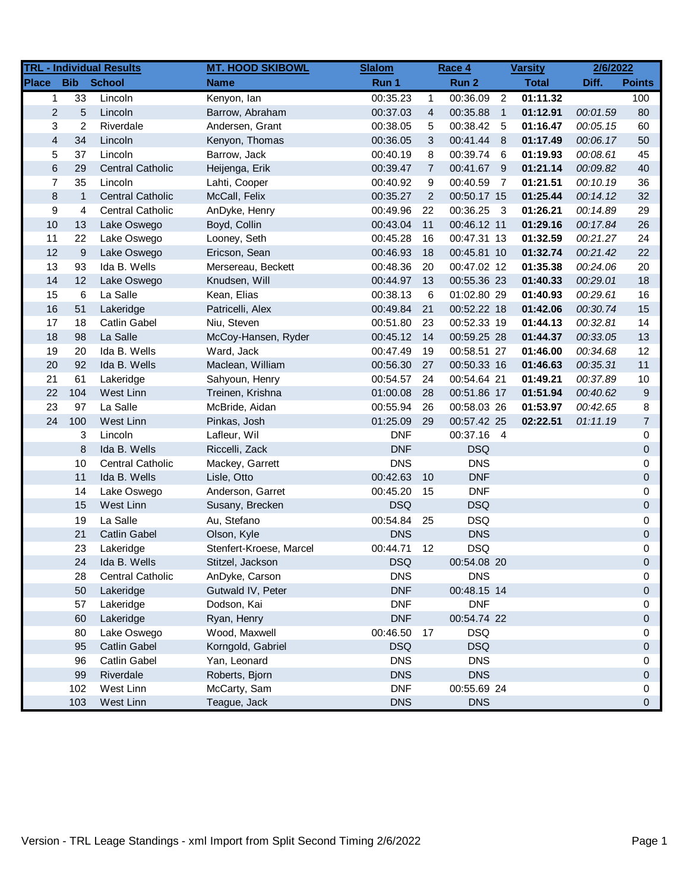| TRL - Individual Results | | | MT. HOOD SKIBOWL | Slalom | | Race 4 | | Varsity | 2/6/2022 | |
|---|---|---|---|---|---|---|---|---|---|---|
| Place | Bib | School | Name | Run 1 | | Run 2 | | Total | Diff. | Points |
| 1 | 33 | Lincoln | Kenyon, Ian | 00:35.23 | 1 | 00:36.09 | 2 | **01:11.32** | | 100 |
| 2 | 5 | Lincoln | Barrow, Abraham | 00:37.03 | 4 | 00:35.88 | 1 | **01:12.91** | *00:01.59* | 80 |
| 3 | 2 | Riverdale | Andersen, Grant | 00:38.05 | 5 | 00:38.42 | 5 | **01:16.47** | *00:05.15* | 60 |
| 4 | 34 | Lincoln | Kenyon, Thomas | 00:36.05 | 3 | 00:41.44 | 8 | **01:17.49** | *00:06.17* | 50 |
| 5 | 37 | Lincoln | Barrow, Jack | 00:40.19 | 8 | 00:39.74 | 6 | **01:19.93** | *00:08.61* | 45 |
| 6 | 29 | Central Catholic | Heijenga, Erik | 00:39.47 | 7 | 00:41.67 | 9 | **01:21.14** | *00:09.82* | 40 |
| 7 | 35 | Lincoln | Lahti, Cooper | 00:40.92 | 9 | 00:40.59 | 7 | **01:21.51** | *00:10.19* | 36 |
| 8 | 1 | Central Catholic | McCall, Felix | 00:35.27 | 2 | 00:50.17 | 15 | **01:25.44** | *00:14.12* | 32 |
| 9 | 4 | Central Catholic | AnDyke, Henry | 00:49.96 | 22 | 00:36.25 | 3 | **01:26.21** | *00:14.89* | 29 |
| 10 | 13 | Lake Oswego | Boyd, Collin | 00:43.04 | 11 | 00:46.12 | 11 | **01:29.16** | *00:17.84* | 26 |
| 11 | 22 | Lake Oswego | Looney, Seth | 00:45.28 | 16 | 00:47.31 | 13 | **01:32.59** | *00:21.27* | 24 |
| 12 | 9 | Lake Oswego | Ericson, Sean | 00:46.93 | 18 | 00:45.81 | 10 | **01:32.74** | *00:21.42* | 22 |
| 13 | 93 | Ida B. Wells | Mersereau, Beckett | 00:48.36 | 20 | 00:47.02 | 12 | **01:35.38** | *00:24.06* | 20 |
| 14 | 12 | Lake Oswego | Knudsen, Will | 00:44.97 | 13 | 00:55.36 | 23 | **01:40.33** | *00:29.01* | 18 |
| 15 | 6 | La Salle | Kean, Elias | 00:38.13 | 6 | 01:02.80 | 29 | **01:40.93** | *00:29.61* | 16 |
| 16 | 51 | Lakeridge | Patricelli, Alex | 00:49.84 | 21 | 00:52.22 | 18 | **01:42.06** | *00:30.74* | 15 |
| 17 | 18 | Catlin Gabel | Niu, Steven | 00:51.80 | 23 | 00:52.33 | 19 | **01:44.13** | *00:32.81* | 14 |
| 18 | 98 | La Salle | McCoy-Hansen, Ryder | 00:45.12 | 14 | 00:59.25 | 28 | **01:44.37** | *00:33.05* | 13 |
| 19 | 20 | Ida B. Wells | Ward, Jack | 00:47.49 | 19 | 00:58.51 | 27 | **01:46.00** | *00:34.68* | 12 |
| 20 | 92 | Ida B. Wells | Maclean, William | 00:56.30 | 27 | 00:50.33 | 16 | **01:46.63** | *00:35.31* | 11 |
| 21 | 61 | Lakeridge | Sahyoun, Henry | 00:54.57 | 24 | 00:54.64 | 21 | **01:49.21** | *00:37.89* | 10 |
| 22 | 104 | West Linn | Treinen, Krishna | 01:00.08 | 28 | 00:51.86 | 17 | **01:51.94** | *00:40.62* | 9 |
| 23 | 97 | La Salle | McBride, Aidan | 00:55.94 | 26 | 00:58.03 | 26 | **01:53.97** | *00:42.65* | 8 |
| 24 | 100 | West Linn | Pinkas, Josh | 01:25.09 | 29 | 00:57.42 | 25 | **02:22.51** | *01:11.19* | 7 |
| | 3 | Lincoln | Lafleur, Wil | DNF | | 00:37.16 | 4 | | | 0 |
| | 8 | Ida B. Wells | Riccelli, Zack | DNF | | DSQ | | | | 0 |
| | 10 | Central Catholic | Mackey, Garrett | DNS | | DNS | | | | 0 |
| | 11 | Ida B. Wells | Lisle, Otto | 00:42.63 | 10 | DNF | | | | 0 |
| | 14 | Lake Oswego | Anderson, Garret | 00:45.20 | 15 | DNF | | | | 0 |
| | 15 | West Linn | Susany, Brecken | DSQ | | DSQ | | | | 0 |
| | 19 | La Salle | Au, Stefano | 00:54.84 | 25 | DSQ | | | | 0 |
| | 21 | Catlin Gabel | Olson, Kyle | DNS | | DNS | | | | 0 |
| | 23 | Lakeridge | Stenfert-Kroese, Marcel | 00:44.71 | 12 | DSQ | | | | 0 |
| | 24 | Ida B. Wells | Stitzel, Jackson | DSQ | | 00:54.08 | 20 | | | 0 |
| | 28 | Central Catholic | AnDyke, Carson | DNS | | DNS | | | | 0 |
| | 50 | Lakeridge | Gutwald IV, Peter | DNF | | 00:48.15 | 14 | | | 0 |
| | 57 | Lakeridge | Dodson, Kai | DNF | | DNF | | | | 0 |
| | 60 | Lakeridge | Ryan, Henry | DNF | | 00:54.74 | 22 | | | 0 |
| | 80 | Lake Oswego | Wood, Maxwell | 00:46.50 | 17 | DSQ | | | | 0 |
| | 95 | Catlin Gabel | Korngold, Gabriel | DSQ | | DSQ | | | | 0 |
| | 96 | Catlin Gabel | Yan, Leonard | DNS | | DNS | | | | 0 |
| | 99 | Riverdale | Roberts, Bjorn | DNS | | DNS | | | | 0 |
| | 102 | West Linn | McCarty, Sam | DNF | | 00:55.69 | 24 | | | 0 |
| | 103 | West Linn | Teague, Jack | DNS | | DNS | | | | 0 |

Version - TRL Leage Standings - xml Import from Split Second Timing 2/6/2022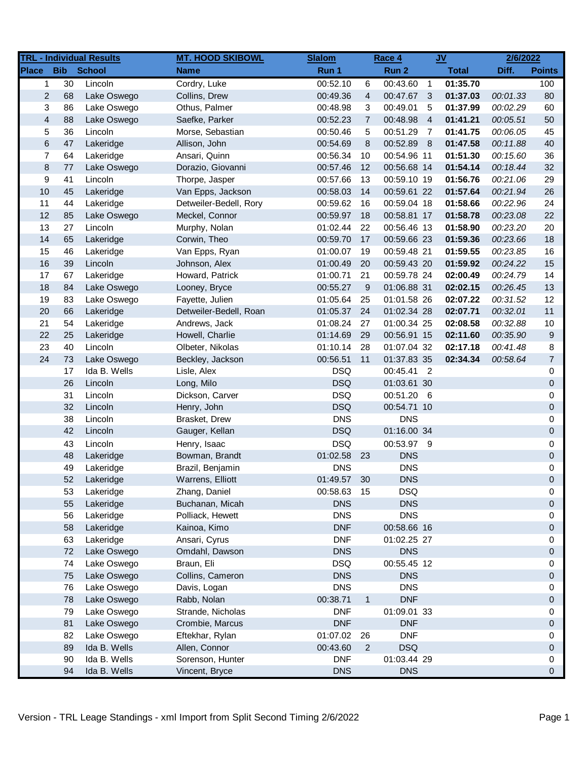| TRL - Individual Results | | | MT. HOOD SKIBOWL | Slalom | | Race 4 | | JV | 2/6/2022 | |
|---|---|---|---|---|---|---|---|---|---|---|
| Place | Bib | School | Name | Run 1 | | Run 2 | | Total | Diff. | Points |
| 1 | 30 | Lincoln | Cordry, Luke | 00:52.10 | 6 | 00:43.60 | 1 | **01:35.70** | | 100 |
| 2 | 68 | Lake Oswego | Collins, Drew | 00:49.36 | 4 | 00:47.67 | 3 | **01:37.03** | *00:01.33* | 80 |
| 3 | 86 | Lake Oswego | Othus, Palmer | 00:48.98 | 3 | 00:49.01 | 5 | **01:37.99** | *00:02.29* | 60 |
| 4 | 88 | Lake Oswego | Saefke, Parker | 00:52.23 | 7 | 00:48.98 | 4 | **01:41.21** | *00:05.51* | 50 |
| 5 | 36 | Lincoln | Morse, Sebastian | 00:50.46 | 5 | 00:51.29 | 7 | **01:41.75** | *00:06.05* | 45 |
| 6 | 47 | Lakeridge | Allison, John | 00:54.69 | 8 | 00:52.89 | 8 | **01:47.58** | *00:11.88* | 40 |
| 7 | 64 | Lakeridge | Ansari, Quinn | 00:56.34 | 10 | 00:54.96 | 11 | **01:51.30** | *00:15.60* | 36 |
| 8 | 77 | Lake Oswego | Dorazio, Giovanni | 00:57.46 | 12 | 00:56.68 | 14 | **01:54.14** | *00:18.44* | 32 |
| 9 | 41 | Lincoln | Thorpe, Jasper | 00:57.66 | 13 | 00:59.10 | 19 | **01:56.76** | *00:21.06* | 29 |
| 10 | 45 | Lakeridge | Van Epps, Jackson | 00:58.03 | 14 | 00:59.61 | 22 | **01:57.64** | *00:21.94* | 26 |
| 11 | 44 | Lakeridge | Detweiler-Bedell, Rory | 00:59.62 | 16 | 00:59.04 | 18 | **01:58.66** | *00:22.96* | 24 |
| 12 | 85 | Lake Oswego | Meckel, Connor | 00:59.97 | 18 | 00:58.81 | 17 | **01:58.78** | *00:23.08* | 22 |
| 13 | 27 | Lincoln | Murphy, Nolan | 01:02.44 | 22 | 00:56.46 | 13 | **01:58.90** | *00:23.20* | 20 |
| 14 | 65 | Lakeridge | Corwin, Theo | 00:59.70 | 17 | 00:59.66 | 23 | **01:59.36** | *00:23.66* | 18 |
| 15 | 46 | Lakeridge | Van Epps, Ryan | 01:00.07 | 19 | 00:59.48 | 21 | **01:59.55** | *00:23.85* | 16 |
| 16 | 39 | Lincoln | Johnson, Alex | 01:00.49 | 20 | 00:59.43 | 20 | **01:59.92** | *00:24.22* | 15 |
| 17 | 67 | Lakeridge | Howard, Patrick | 01:00.71 | 21 | 00:59.78 | 24 | **02:00.49** | *00:24.79* | 14 |
| 18 | 84 | Lake Oswego | Looney, Bryce | 00:55.27 | 9 | 01:06.88 | 31 | **02:02.15** | *00:26.45* | 13 |
| 19 | 83 | Lake Oswego | Fayette, Julien | 01:05.64 | 25 | 01:01.58 | 26 | **02:07.22** | *00:31.52* | 12 |
| 20 | 66 | Lakeridge | Detweiler-Bedell, Roan | 01:05.37 | 24 | 01:02.34 | 28 | **02:07.71** | *00:32.01* | 11 |
| 21 | 54 | Lakeridge | Andrews, Jack | 01:08.24 | 27 | 01:00.34 | 25 | **02:08.58** | *00:32.88* | 10 |
| 22 | 25 | Lakeridge | Howell, Charlie | 01:14.69 | 29 | 00:56.91 | 15 | **02:11.60** | *00:35.90* | 9 |
| 23 | 40 | Lincoln | Olbeter, Nikolas | 01:10.14 | 28 | 01:07.04 | 32 | **02:17.18** | *00:41.48* | 8 |
| 24 | 73 | Lake Oswego | Beckley, Jackson | 00:56.51 | 11 | 01:37.83 | 35 | **02:34.34** | *00:58.64* | 7 |
| | 17 | Ida B. Wells | Lisle, Alex | DSQ | | 00:45.41 | 2 | | | 0 |
| | 26 | Lincoln | Long, Milo | DSQ | | 01:03.61 | 30 | | | 0 |
| | 31 | Lincoln | Dickson, Carver | DSQ | | 00:51.20 | 6 | | | 0 |
| | 32 | Lincoln | Henry, John | DSQ | | 00:54.71 | 10 | | | 0 |
| | 38 | Lincoln | Brasket, Drew | DNS | | DNS | | | | 0 |
| | 42 | Lincoln | Gauger, Kellan | DSQ | | 01:16.00 | 34 | | | 0 |
| | 43 | Lincoln | Henry, Isaac | DSQ | | 00:53.97 | 9 | | | 0 |
| | 48 | Lakeridge | Bowman, Brandt | 01:02.58 | 23 | DNS | | | | 0 |
| | 49 | Lakeridge | Brazil, Benjamin | DNS | | DNS | | | | 0 |
| | 52 | Lakeridge | Warrens, Elliott | 01:49.57 | 30 | DNS | | | | 0 |
| | 53 | Lakeridge | Zhang, Daniel | 00:58.63 | 15 | DSQ | | | | 0 |
| | 55 | Lakeridge | Buchanan, Micah | DNS | | DNS | | | | 0 |
| | 56 | Lakeridge | Polliack, Hewett | DNS | | DNS | | | | 0 |
| | 58 | Lakeridge | Kainoa, Kimo | DNF | | 00:58.66 | 16 | | | 0 |
| | 63 | Lakeridge | Ansari, Cyrus | DNF | | 01:02.25 | 27 | | | 0 |
| | 72 | Lake Oswego | Omdahl, Dawson | DNS | | DNS | | | | 0 |
| | 74 | Lake Oswego | Braun, Eli | DSQ | | 00:55.45 | 12 | | | 0 |
| | 75 | Lake Oswego | Collins, Cameron | DNS | | DNS | | | | 0 |
| | 76 | Lake Oswego | Davis, Logan | DNS | | DNS | | | | 0 |
| | 78 | Lake Oswego | Rabb, Nolan | 00:38.71 | 1 | DNF | | | | 0 |
| | 79 | Lake Oswego | Strande, Nicholas | DNF | | 01:09.01 | 33 | | | 0 |
| | 81 | Lake Oswego | Crombie, Marcus | DNF | | DNF | | | | 0 |
| | 82 | Lake Oswego | Eftekhar, Rylan | 01:07.02 | 26 | DNF | | | | 0 |
| | 89 | Ida B. Wells | Allen, Connor | 00:43.60 | 2 | DSQ | | | | 0 |
| | 90 | Ida B. Wells | Sorenson, Hunter | DNF | | 01:03.44 | 29 | | | 0 |
| | 94 | Ida B. Wells | Vincent, Bryce | DNS | | DNS | | | | 0 |

Version - TRL Leage Standings - xml Import from Split Second Timing 2/6/2022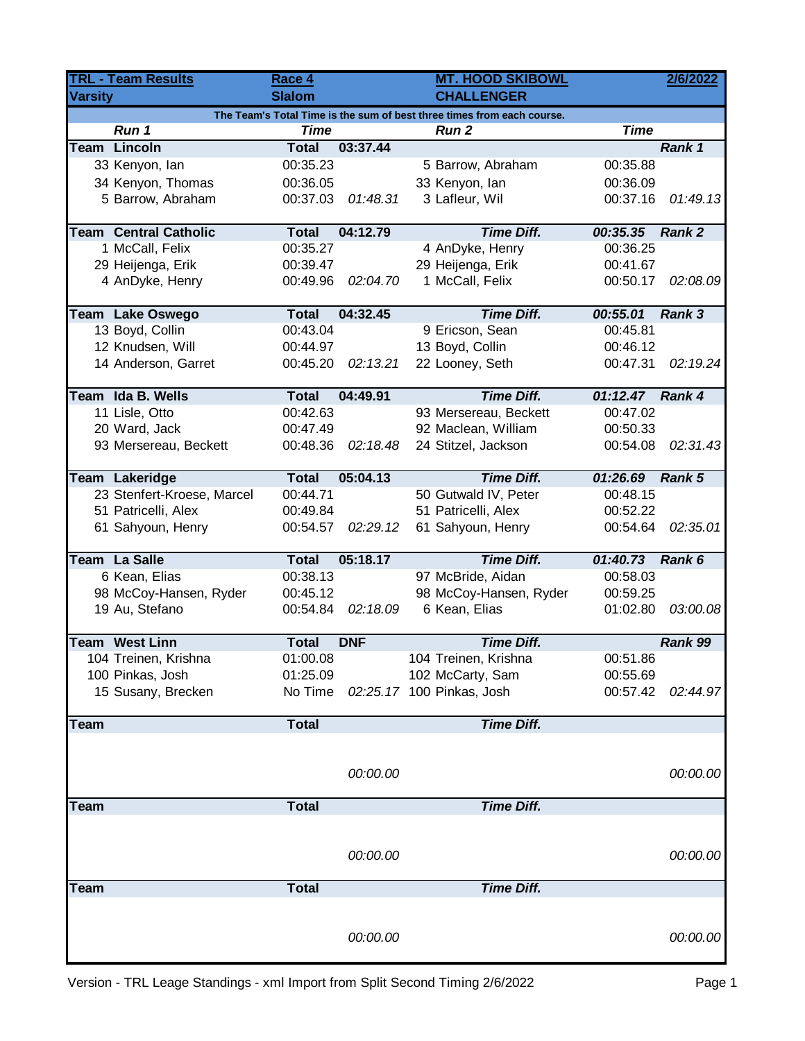| TRL - Team Results | Race 4 | | MT. HOOD SKIBOWL | | 2/6/2022 |
|---|---|---|---|---|---|
| **Varsity** | **Slalom** | | **CHALLENGER** | | |
| The Team's Total Time is the sum of best three times from each course. | | | | | |
| ***Run 1*** | ***Time*** | | ***Run 2*** | ***Time*** | |
| **Team Lincoln** | **Total** | **03:37.44** | | | ***Rank 1*** |
| 33 Kenyon, Ian | 00:35.23 | | 5 Barrow, Abraham | 00:35.88 | |
| 34 Kenyon, Thomas | 00:36.05 | | 33 Kenyon, Ian | 00:36.09 | |
| 5 Barrow, Abraham | 00:37.03 | *01:48.31* | 3 Lafleur, Wil | 00:37.16 | *01:49.13* |
| **Team Central Catholic** | **Total** | **04:12.79** | ***Time Diff.*** | ***00:35.35*** | ***Rank 2*** |
| 1 McCall, Felix | 00:35.27 | | 4 AnDyke, Henry | 00:36.25 | |
| 29 Heijenga, Erik | 00:39.47 | | 29 Heijenga, Erik | 00:41.67 | |
| 4 AnDyke, Henry | 00:49.96 | *02:04.70* | 1 McCall, Felix | 00:50.17 | *02:08.09* |
| **Team Lake Oswego** | **Total** | **04:32.45** | ***Time Diff.*** | ***00:55.01*** | ***Rank 3*** |
| 13 Boyd, Collin | 00:43.04 | | 9 Ericson, Sean | 00:45.81 | |
| 12 Knudsen, Will | 00:44.97 | | 13 Boyd, Collin | 00:46.12 | |
| 14 Anderson, Garret | 00:45.20 | *02:13.21* | 22 Looney, Seth | 00:47.31 | *02:19.24* |
| **Team Ida B. Wells** | **Total** | **04:49.91** | ***Time Diff.*** | ***01:12.47*** | ***Rank 4*** |
| 11 Lisle, Otto | 00:42.63 | | 93 Mersereau, Beckett | 00:47.02 | |
| 20 Ward, Jack | 00:47.49 | | 92 Maclean, William | 00:50.33 | |
| 93 Mersereau, Beckett | 00:48.36 | *02:18.48* | 24 Stitzel, Jackson | 00:54.08 | *02:31.43* |
| **Team Lakeridge** | **Total** | **05:04.13** | ***Time Diff.*** | ***01:26.69*** | ***Rank 5*** |
| 23 Stenfert-Kroese, Marcel | 00:44.71 | | 50 Gutwald IV, Peter | 00:48.15 | |
| 51 Patricelli, Alex | 00:49.84 | | 51 Patricelli, Alex | 00:52.22 | |
| 61 Sahyoun, Henry | 00:54.57 | *02:29.12* | 61 Sahyoun, Henry | 00:54.64 | *02:35.01* |
| **Team La Salle** | **Total** | **05:18.17** | ***Time Diff.*** | ***01:40.73*** | ***Rank 6*** |
| 6 Kean, Elias | 00:38.13 | | 97 McBride, Aidan | 00:58.03 | |
| 98 McCoy-Hansen, Ryder | 00:45.12 | | 98 McCoy-Hansen, Ryder | 00:59.25 | |
| 19 Au, Stefano | 00:54.84 | *02:18.09* | 6 Kean, Elias | 01:02.80 | *03:00.08* |
| **Team West Linn** | **Total** | **DNF** | ***Time Diff.*** | | ***Rank 99*** |
| 104 Treinen, Krishna | 01:00.08 | | 104 Treinen, Krishna | 00:51.86 | |
| 100 Pinkas, Josh | 01:25.09 | | 102 McCarty, Sam | 00:55.69 | |
| 15 Susany, Brecken | No Time | *02:25.17* | 100 Pinkas, Josh | 00:57.42 | *02:44.97* |
| **Team** | **Total** | | ***Time Diff.*** | | |
| | | *00:00.00* | | | *00:00.00* |
| **Team** | **Total** | | ***Time Diff.*** | | |
| | | *00:00.00* | | | *00:00.00* |
| **Team** | **Total** | | ***Time Diff.*** | | |
| | | *00:00.00* | | | *00:00.00* |

Version - TRL Leage Standings - xml Import from Split Second Timing 2/6/2022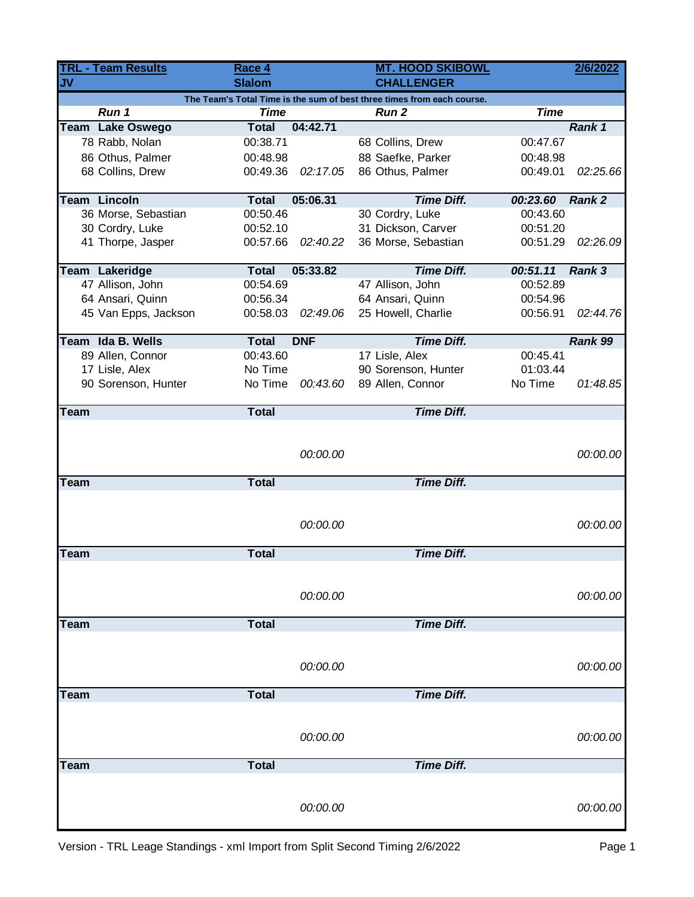| TRL - Team Results | Race 4 | | MT. HOOD SKIBOWL | | 2/6/2022 |
|---|---|---|---|---|---|
| JV | Slalom | | CHALLENGER | | |
| The Team's Total Time is the sum of best three times from each course. | | | | | |
| *Run 1* | *Time* | | *Run 2* | *Time* | |
| **Team Lake Oswego** | **Total** | **04:42.71** | | | ***Rank 1*** |
| 78 Rabb, Nolan | 00:38.71 | | 68 Collins, Drew | 00:47.67 | |
| 86 Othus, Palmer | 00:48.98 | | 88 Saefke, Parker | 00:48.98 | |
| 68 Collins, Drew | 00:49.36 | *02:17.05* | 86 Othus, Palmer | 00:49.01 | *02:25.66* |
| **Team Lincoln** | **Total** | **05:06.31** | ***Time Diff.*** | ***00:23.60*** | ***Rank 2*** |
| 36 Morse, Sebastian | 00:50.46 | | 30 Cordry, Luke | 00:43.60 | |
| 30 Cordry, Luke | 00:52.10 | | 31 Dickson, Carver | 00:51.20 | |
| 41 Thorpe, Jasper | 00:57.66 | *02:40.22* | 36 Morse, Sebastian | 00:51.29 | *02:26.09* |
| **Team Lakeridge** | **Total** | **05:33.82** | ***Time Diff.*** | ***00:51.11*** | ***Rank 3*** |
| 47 Allison, John | 00:54.69 | | 47 Allison, John | 00:52.89 | |
| 64 Ansari, Quinn | 00:56.34 | | 64 Ansari, Quinn | 00:54.96 | |
| 45 Van Epps, Jackson | 00:58.03 | *02:49.06* | 25 Howell, Charlie | 00:56.91 | *02:44.76* |
| **Team Ida B. Wells** | **Total** | **DNF** | ***Time Diff.*** | | ***Rank 99*** |
| 89 Allen, Connor | 00:43.60 | | 17 Lisle, Alex | 00:45.41 | |
| 17 Lisle, Alex | No Time | | 90 Sorenson, Hunter | 01:03.44 | |
| 90 Sorenson, Hunter | No Time | *00:43.60* | 89 Allen, Connor | No Time | *01:48.85* |
| **Team** | **Total** | | ***Time Diff.*** | | |
| | | *00:00.00* | | | *00:00.00* |
| **Team** | **Total** | | ***Time Diff.*** | | |
| | | *00:00.00* | | | *00:00.00* |
| **Team** | **Total** | | ***Time Diff.*** | | |
| | | *00:00.00* | | | *00:00.00* |
| **Team** | **Total** | | ***Time Diff.*** | | |
| | | *00:00.00* | | | *00:00.00* |
| **Team** | **Total** | | ***Time Diff.*** | | |
| | | *00:00.00* | | | *00:00.00* |
| **Team** | **Total** | | ***Time Diff.*** | | |
| | | *00:00.00* | | | *00:00.00* |

Version - TRL Leage Standings - xml Import from Split Second Timing 2/6/2022